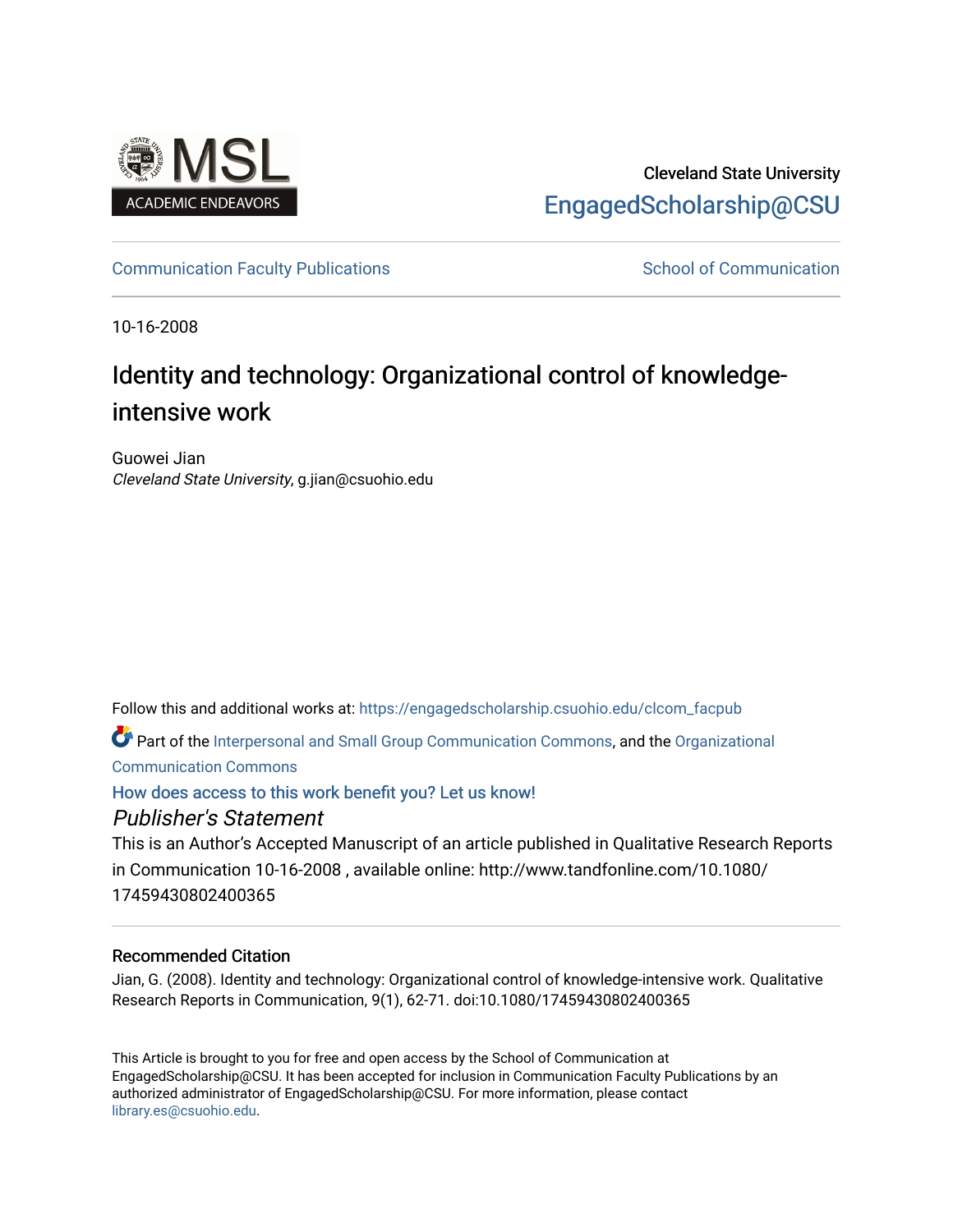Cleveland State University

EngagedScholarship@CSU

Communication Faculty Publications | School of Communication

10-16-2008

# Identity and technology: Organizational control of knowledge-intensive work

Guowei Jian
*Cleveland State University*, g.jian@csuohio.edu

Follow this and additional works at: https://engagedscholarship.csuohio.edu/clcom_facpub

Part of the Interpersonal and Small Group Communication Commons, and the Organizational Communication Commons

How does access to this work benefit you? Let us know!

### *Publisher's Statement*

This is an Author's Accepted Manuscript of an article published in Qualitative Research Reports in Communication 10-16-2008 , available online: http://www.tandfonline.com/10.1080/17459430802400365

### Recommended Citation

Jian, G. (2008). Identity and technology: Organizational control of knowledge-intensive work. Qualitative Research Reports in Communication, 9(1), 62-71. doi:10.1080/17459430802400365

This Article is brought to you for free and open access by the School of Communication at EngagedScholarship@CSU. It has been accepted for inclusion in Communication Faculty Publications by an authorized administrator of EngagedScholarship@CSU. For more information, please contact library.es@csuohio.edu.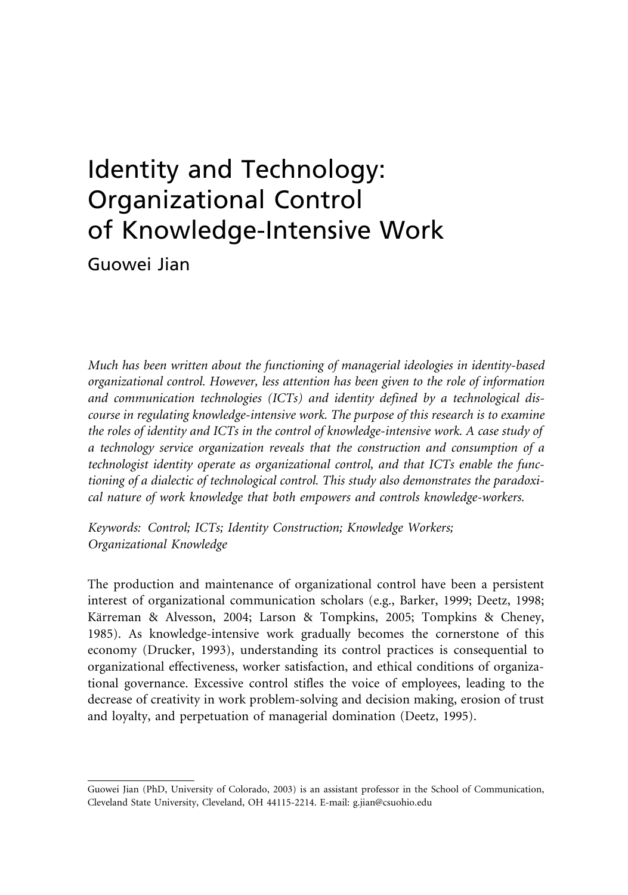# Identity and Technology: Organizational Control of Knowledge-Intensive Work

Guowei Jian

*Much has been written about the functioning of managerial ideologies in identity-based organizational control. However, less attention has been given to the role of information and communication technologies (ICTs) and identity defined by a technological discourse in regulating knowledge-intensive work. The purpose of this research is to examine the roles of identity and ICTs in the control of knowledge-intensive work. A case study of a technology service organization reveals that the construction and consumption of a technologist identity operate as organizational control, and that ICTs enable the functioning of a dialectic of technological control. This study also demonstrates the paradoxical nature of work knowledge that both empowers and controls knowledge-workers.*

*Keywords: Control; ICTs; Identity Construction; Knowledge Workers; Organizational Knowledge*

The production and maintenance of organizational control have been a persistent interest of organizational communication scholars (e.g., Barker, 1999; Deetz, 1998; Kärreman & Alvesson, 2004; Larson & Tompkins, 2005; Tompkins & Cheney, 1985). As knowledge-intensive work gradually becomes the cornerstone of this economy (Drucker, 1993), understanding its control practices is consequential to organizational effectiveness, worker satisfaction, and ethical conditions of organizational governance. Excessive control stifles the voice of employees, leading to the decrease of creativity in work problem-solving and decision making, erosion of trust and loyalty, and perpetuation of managerial domination (Deetz, 1995).

---

Guowei Jian (PhD, University of Colorado, 2003) is an assistant professor in the School of Communication, Cleveland State University, Cleveland, OH 44115-2214. E-mail: g.jian@csuohio.edu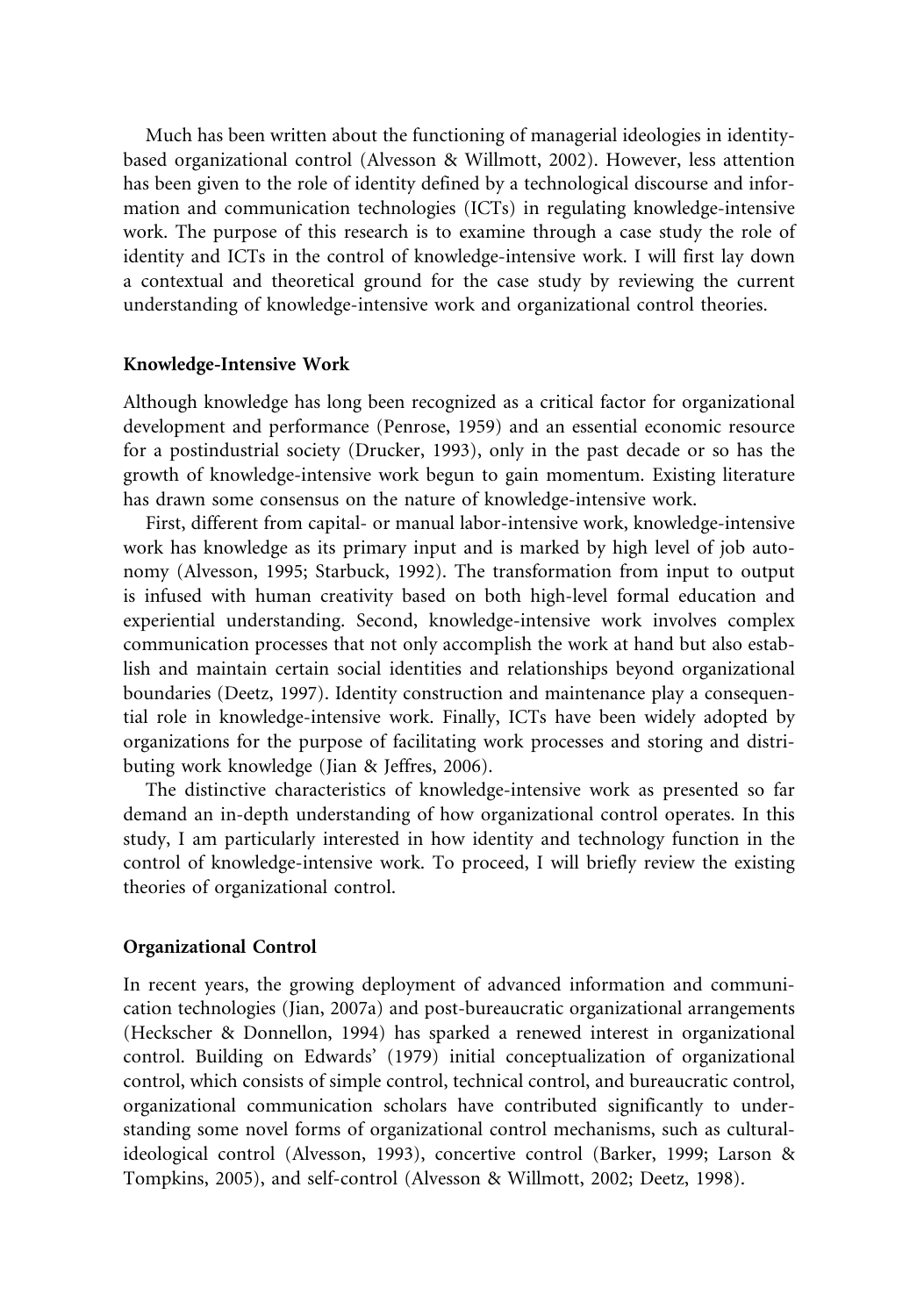Much has been written about the functioning of managerial ideologies in identity-based organizational control (Alvesson & Willmott, 2002). However, less attention has been given to the role of identity defined by a technological discourse and information and communication technologies (ICTs) in regulating knowledge-intensive work. The purpose of this research is to examine through a case study the role of identity and ICTs in the control of knowledge-intensive work. I will first lay down a contextual and theoretical ground for the case study by reviewing the current understanding of knowledge-intensive work and organizational control theories.

## Knowledge-Intensive Work

Although knowledge has long been recognized as a critical factor for organizational development and performance (Penrose, 1959) and an essential economic resource for a postindustrial society (Drucker, 1993), only in the past decade or so has the growth of knowledge-intensive work begun to gain momentum. Existing literature has drawn some consensus on the nature of knowledge-intensive work.

First, different from capital- or manual labor-intensive work, knowledge-intensive work has knowledge as its primary input and is marked by high level of job autonomy (Alvesson, 1995; Starbuck, 1992). The transformation from input to output is infused with human creativity based on both high-level formal education and experiential understanding. Second, knowledge-intensive work involves complex communication processes that not only accomplish the work at hand but also establish and maintain certain social identities and relationships beyond organizational boundaries (Deetz, 1997). Identity construction and maintenance play a consequential role in knowledge-intensive work. Finally, ICTs have been widely adopted by organizations for the purpose of facilitating work processes and storing and distributing work knowledge (Jian & Jeffres, 2006).

The distinctive characteristics of knowledge-intensive work as presented so far demand an in-depth understanding of how organizational control operates. In this study, I am particularly interested in how identity and technology function in the control of knowledge-intensive work. To proceed, I will briefly review the existing theories of organizational control.

## Organizational Control

In recent years, the growing deployment of advanced information and communication technologies (Jian, 2007a) and post-bureaucratic organizational arrangements (Heckscher & Donnellon, 1994) has sparked a renewed interest in organizational control. Building on Edwards' (1979) initial conceptualization of organizational control, which consists of simple control, technical control, and bureaucratic control, organizational communication scholars have contributed significantly to understanding some novel forms of organizational control mechanisms, such as cultural-ideological control (Alvesson, 1993), concertive control (Barker, 1999; Larson & Tompkins, 2005), and self-control (Alvesson & Willmott, 2002; Deetz, 1998).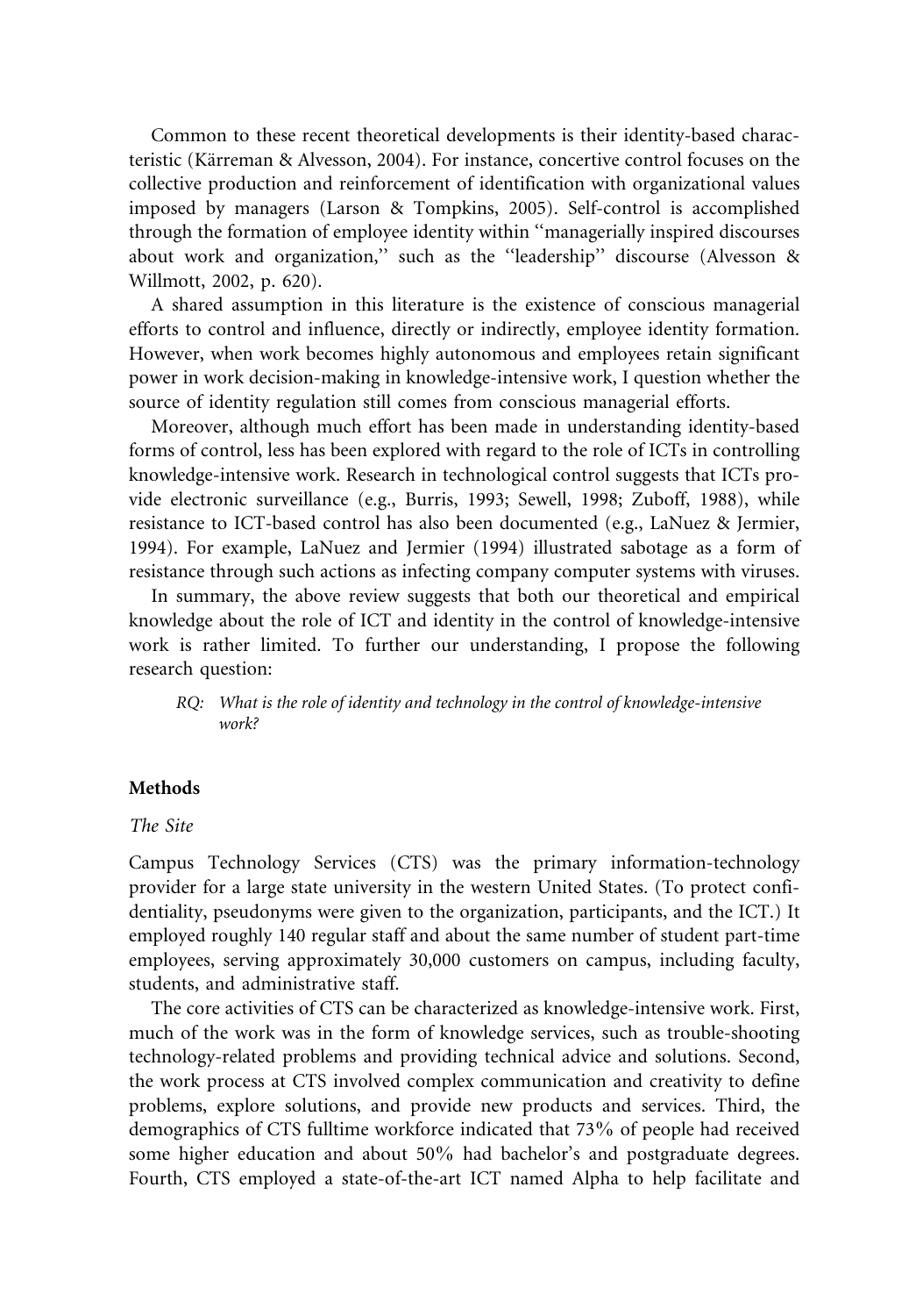Common to these recent theoretical developments is their identity-based characteristic (Kärreman & Alvesson, 2004). For instance, concertive control focuses on the collective production and reinforcement of identification with organizational values imposed by managers (Larson & Tompkins, 2005). Self-control is accomplished through the formation of employee identity within ''managerially inspired discourses about work and organization,'' such as the ''leadership'' discourse (Alvesson & Willmott, 2002, p. 620).

A shared assumption in this literature is the existence of conscious managerial efforts to control and influence, directly or indirectly, employee identity formation. However, when work becomes highly autonomous and employees retain significant power in work decision-making in knowledge-intensive work, I question whether the source of identity regulation still comes from conscious managerial efforts.

Moreover, although much effort has been made in understanding identity-based forms of control, less has been explored with regard to the role of ICTs in controlling knowledge-intensive work. Research in technological control suggests that ICTs provide electronic surveillance (e.g., Burris, 1993; Sewell, 1998; Zuboff, 1988), while resistance to ICT-based control has also been documented (e.g., LaNuez & Jermier, 1994). For example, LaNuez and Jermier (1994) illustrated sabotage as a form of resistance through such actions as infecting company computer systems with viruses.

In summary, the above review suggests that both our theoretical and empirical knowledge about the role of ICT and identity in the control of knowledge-intensive work is rather limited. To further our understanding, I propose the following research question:

> *RQ: What is the role of identity and technology in the control of knowledge-intensive work?*

## Methods

### *The Site*

Campus Technology Services (CTS) was the primary information-technology provider for a large state university in the western United States. (To protect confidentiality, pseudonyms were given to the organization, participants, and the ICT.) It employed roughly 140 regular staff and about the same number of student part-time employees, serving approximately 30,000 customers on campus, including faculty, students, and administrative staff.

The core activities of CTS can be characterized as knowledge-intensive work. First, much of the work was in the form of knowledge services, such as trouble-shooting technology-related problems and providing technical advice and solutions. Second, the work process at CTS involved complex communication and creativity to define problems, explore solutions, and provide new products and services. Third, the demographics of CTS fulltime workforce indicated that 73% of people had received some higher education and about 50% had bachelor's and postgraduate degrees. Fourth, CTS employed a state-of-the-art ICT named Alpha to help facilitate and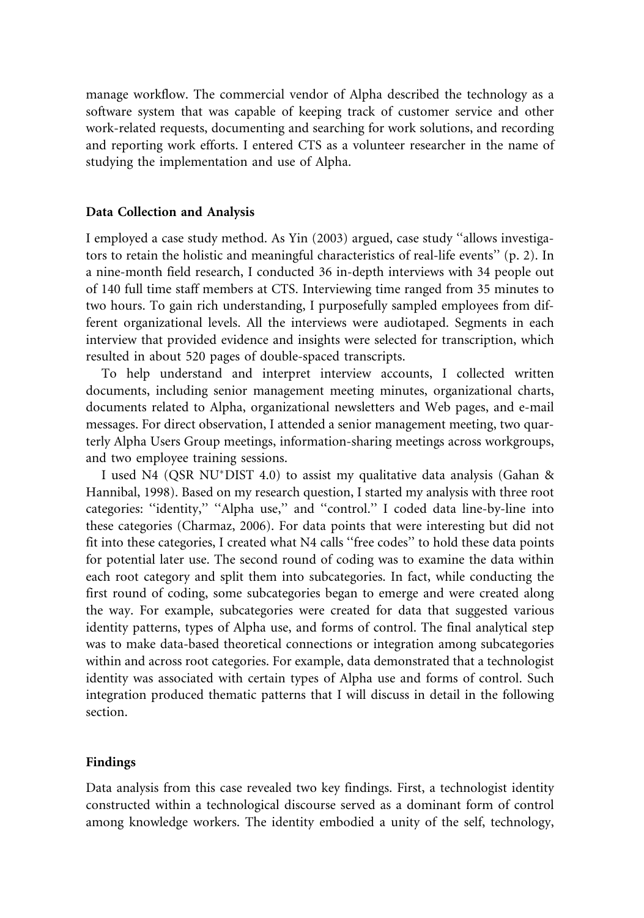manage workflow. The commercial vendor of Alpha described the technology as a software system that was capable of keeping track of customer service and other work-related requests, documenting and searching for work solutions, and recording and reporting work efforts. I entered CTS as a volunteer researcher in the name of studying the implementation and use of Alpha.

### Data Collection and Analysis

I employed a case study method. As Yin (2003) argued, case study ''allows investigators to retain the holistic and meaningful characteristics of real-life events'' (p. 2). In a nine-month field research, I conducted 36 in-depth interviews with 34 people out of 140 full time staff members at CTS. Interviewing time ranged from 35 minutes to two hours. To gain rich understanding, I purposefully sampled employees from different organizational levels. All the interviews were audiotaped. Segments in each interview that provided evidence and insights were selected for transcription, which resulted in about 520 pages of double-spaced transcripts.

To help understand and interpret interview accounts, I collected written documents, including senior management meeting minutes, organizational charts, documents related to Alpha, organizational newsletters and Web pages, and e-mail messages. For direct observation, I attended a senior management meeting, two quarterly Alpha Users Group meetings, information-sharing meetings across workgroups, and two employee training sessions.

I used N4 (QSR NU*DIST 4.0) to assist my qualitative data analysis (Gahan & Hannibal, 1998). Based on my research question, I started my analysis with three root categories: ''identity,'' ''Alpha use,'' and ''control.'' I coded data line-by-line into these categories (Charmaz, 2006). For data points that were interesting but did not fit into these categories, I created what N4 calls ''free codes'' to hold these data points for potential later use. The second round of coding was to examine the data within each root category and split them into subcategories. In fact, while conducting the first round of coding, some subcategories began to emerge and were created along the way. For example, subcategories were created for data that suggested various identity patterns, types of Alpha use, and forms of control. The final analytical step was to make data-based theoretical connections or integration among subcategories within and across root categories. For example, data demonstrated that a technologist identity was associated with certain types of Alpha use and forms of control. Such integration produced thematic patterns that I will discuss in detail in the following section.

### Findings

Data analysis from this case revealed two key findings. First, a technologist identity constructed within a technological discourse served as a dominant form of control among knowledge workers. The identity embodied a unity of the self, technology,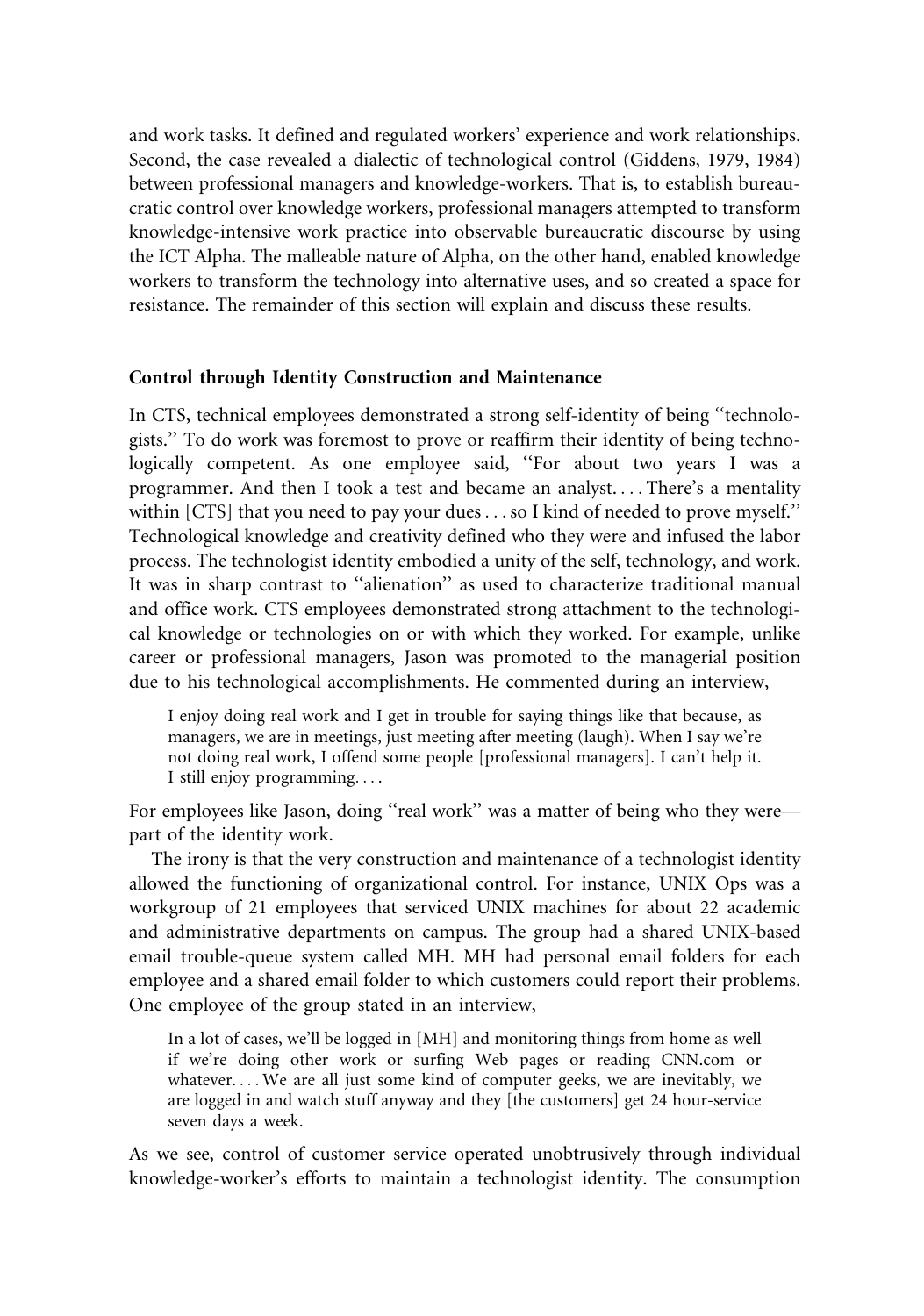and work tasks. It defined and regulated workers' experience and work relationships. Second, the case revealed a dialectic of technological control (Giddens, 1979, 1984) between professional managers and knowledge-workers. That is, to establish bureaucratic control over knowledge workers, professional managers attempted to transform knowledge-intensive work practice into observable bureaucratic discourse by using the ICT Alpha. The malleable nature of Alpha, on the other hand, enabled knowledge workers to transform the technology into alternative uses, and so created a space for resistance. The remainder of this section will explain and discuss these results.

### Control through Identity Construction and Maintenance

In CTS, technical employees demonstrated a strong self-identity of being "technologists." To do work was foremost to prove or reaffirm their identity of being technologically competent. As one employee said, "For about two years I was a programmer. And then I took a test and became an analyst. . . . There's a mentality within [CTS] that you need to pay your dues . . . so I kind of needed to prove myself." Technological knowledge and creativity defined who they were and infused the labor process. The technologist identity embodied a unity of the self, technology, and work. It was in sharp contrast to "alienation" as used to characterize traditional manual and office work. CTS employees demonstrated strong attachment to the technological knowledge or technologies on or with which they worked. For example, unlike career or professional managers, Jason was promoted to the managerial position due to his technological accomplishments. He commented during an interview,

> I enjoy doing real work and I get in trouble for saying things like that because, as managers, we are in meetings, just meeting after meeting (laugh). When I say we're not doing real work, I offend some people [professional managers]. I can't help it. I still enjoy programming. . . .

For employees like Jason, doing "real work" was a matter of being who they were—part of the identity work.

The irony is that the very construction and maintenance of a technologist identity allowed the functioning of organizational control. For instance, UNIX Ops was a workgroup of 21 employees that serviced UNIX machines for about 22 academic and administrative departments on campus. The group had a shared UNIX-based email trouble-queue system called MH. MH had personal email folders for each employee and a shared email folder to which customers could report their problems. One employee of the group stated in an interview,

> In a lot of cases, we'll be logged in [MH] and monitoring things from home as well if we're doing other work or surfing Web pages or reading CNN.com or whatever. . . . We are all just some kind of computer geeks, we are inevitably, we are logged in and watch stuff anyway and they [the customers] get 24 hour-service seven days a week.

As we see, control of customer service operated unobtrusively through individual knowledge-worker's efforts to maintain a technologist identity. The consumption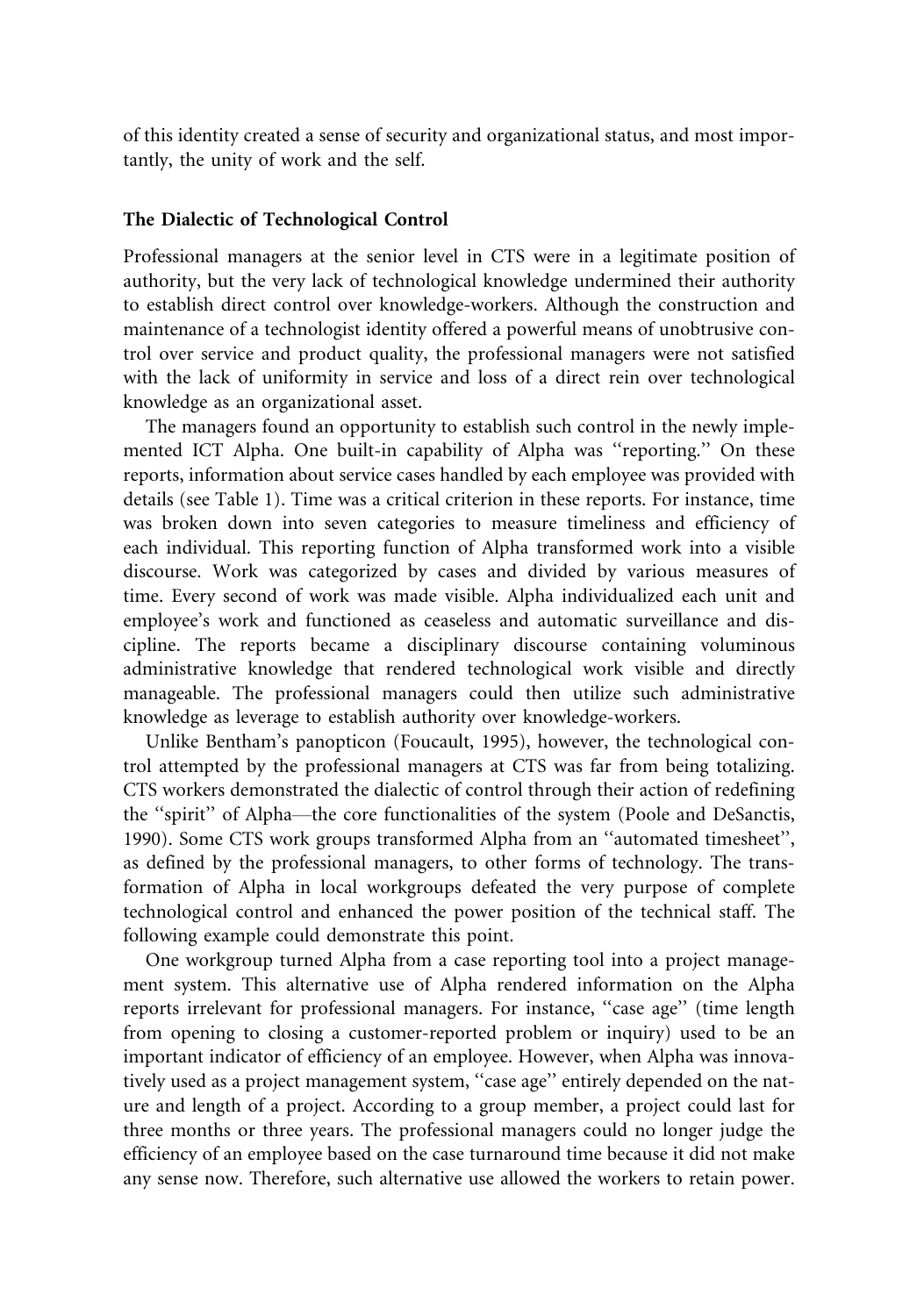of this identity created a sense of security and organizational status, and most importantly, the unity of work and the self.

### The Dialectic of Technological Control

Professional managers at the senior level in CTS were in a legitimate position of authority, but the very lack of technological knowledge undermined their authority to establish direct control over knowledge-workers. Although the construction and maintenance of a technologist identity offered a powerful means of unobtrusive control over service and product quality, the professional managers were not satisfied with the lack of uniformity in service and loss of a direct rein over technological knowledge as an organizational asset.

The managers found an opportunity to establish such control in the newly implemented ICT Alpha. One built-in capability of Alpha was ''reporting.'' On these reports, information about service cases handled by each employee was provided with details (see Table 1). Time was a critical criterion in these reports. For instance, time was broken down into seven categories to measure timeliness and efficiency of each individual. This reporting function of Alpha transformed work into a visible discourse. Work was categorized by cases and divided by various measures of time. Every second of work was made visible. Alpha individualized each unit and employee's work and functioned as ceaseless and automatic surveillance and discipline. The reports became a disciplinary discourse containing voluminous administrative knowledge that rendered technological work visible and directly manageable. The professional managers could then utilize such administrative knowledge as leverage to establish authority over knowledge-workers.

Unlike Bentham's panopticon (Foucault, 1995), however, the technological control attempted by the professional managers at CTS was far from being totalizing. CTS workers demonstrated the dialectic of control through their action of redefining the ''spirit'' of Alpha—the core functionalities of the system (Poole and DeSanctis, 1990). Some CTS work groups transformed Alpha from an ''automated timesheet'', as defined by the professional managers, to other forms of technology. The transformation of Alpha in local workgroups defeated the very purpose of complete technological control and enhanced the power position of the technical staff. The following example could demonstrate this point.

One workgroup turned Alpha from a case reporting tool into a project management system. This alternative use of Alpha rendered information on the Alpha reports irrelevant for professional managers. For instance, ''case age'' (time length from opening to closing a customer-reported problem or inquiry) used to be an important indicator of efficiency of an employee. However, when Alpha was innovatively used as a project management system, ''case age'' entirely depended on the nature and length of a project. According to a group member, a project could last for three months or three years. The professional managers could no longer judge the efficiency of an employee based on the case turnaround time because it did not make any sense now. Therefore, such alternative use allowed the workers to retain power.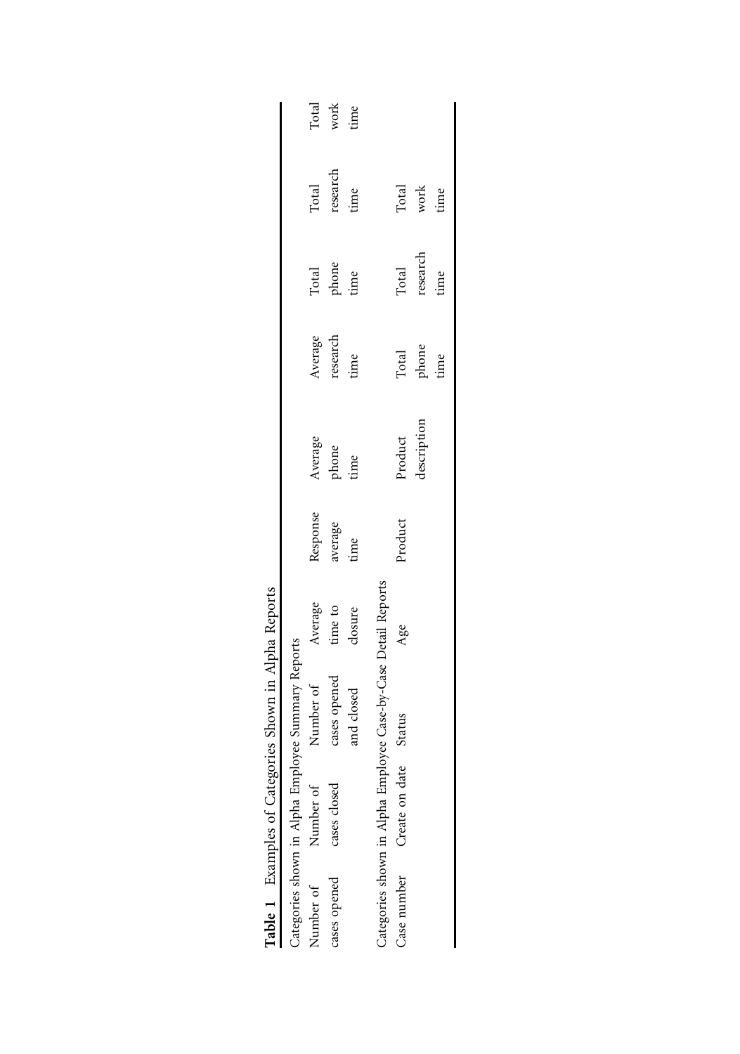**Table 1** Examples of Categories Shown in Alpha Reports

| Categories shown in Alpha Employee Summary Reports | | | | | | | | |
|---|---|---|---|---|---|---|---|---|
| Number of cases opened | Number of cases closed | Number of cases opened and closed | Average time to closure | Response average time | Average phone time | Average research time | Total phone time | Total research time | Total work time |
| **Categories shown in Alpha Employee Case-by-Case Detail Reports** | | | | | | | | | |
| Case number | Create on date | Status | Age | Product | Product description | Total phone time | Total research time | Total work time | |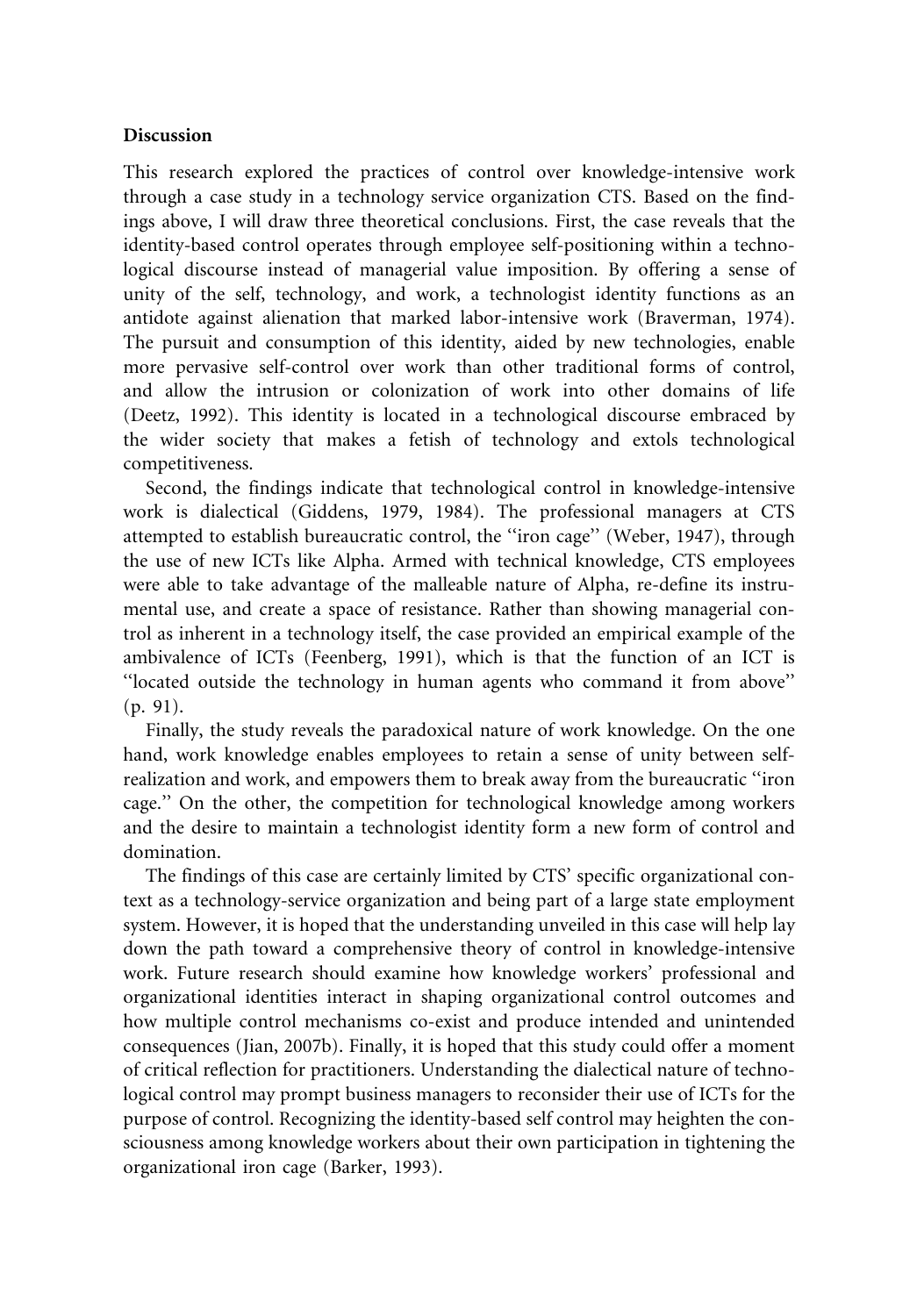## Discussion

This research explored the practices of control over knowledge-intensive work through a case study in a technology service organization CTS. Based on the findings above, I will draw three theoretical conclusions. First, the case reveals that the identity-based control operates through employee self-positioning within a technological discourse instead of managerial value imposition. By offering a sense of unity of the self, technology, and work, a technologist identity functions as an antidote against alienation that marked labor-intensive work (Braverman, 1974). The pursuit and consumption of this identity, aided by new technologies, enable more pervasive self-control over work than other traditional forms of control, and allow the intrusion or colonization of work into other domains of life (Deetz, 1992). This identity is located in a technological discourse embraced by the wider society that makes a fetish of technology and extols technological competitiveness.

Second, the findings indicate that technological control in knowledge-intensive work is dialectical (Giddens, 1979, 1984). The professional managers at CTS attempted to establish bureaucratic control, the ''iron cage'' (Weber, 1947), through the use of new ICTs like Alpha. Armed with technical knowledge, CTS employees were able to take advantage of the malleable nature of Alpha, re-define its instrumental use, and create a space of resistance. Rather than showing managerial control as inherent in a technology itself, the case provided an empirical example of the ambivalence of ICTs (Feenberg, 1991), which is that the function of an ICT is ''located outside the technology in human agents who command it from above'' (p. 91).

Finally, the study reveals the paradoxical nature of work knowledge. On the one hand, work knowledge enables employees to retain a sense of unity between self-realization and work, and empowers them to break away from the bureaucratic ''iron cage.'' On the other, the competition for technological knowledge among workers and the desire to maintain a technologist identity form a new form of control and domination.

The findings of this case are certainly limited by CTS' specific organizational context as a technology-service organization and being part of a large state employment system. However, it is hoped that the understanding unveiled in this case will help lay down the path toward a comprehensive theory of control in knowledge-intensive work. Future research should examine how knowledge workers' professional and organizational identities interact in shaping organizational control outcomes and how multiple control mechanisms co-exist and produce intended and unintended consequences (Jian, 2007b). Finally, it is hoped that this study could offer a moment of critical reflection for practitioners. Understanding the dialectical nature of technological control may prompt business managers to reconsider their use of ICTs for the purpose of control. Recognizing the identity-based self control may heighten the consciousness among knowledge workers about their own participation in tightening the organizational iron cage (Barker, 1993).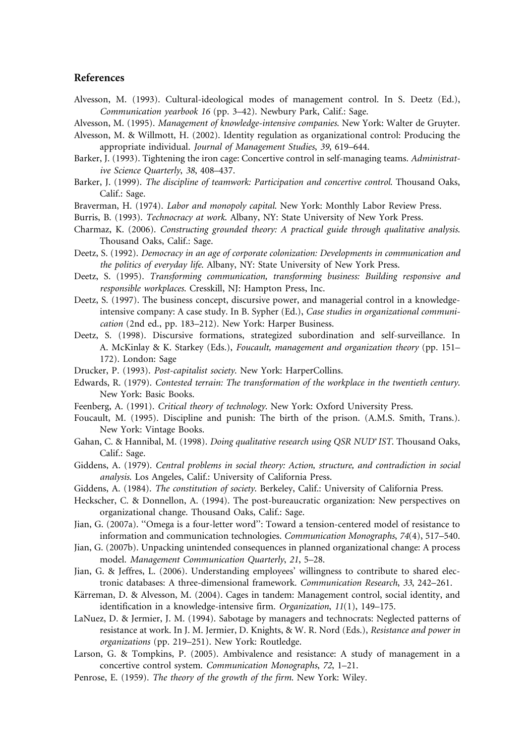## References

Alvesson, M. (1993). Cultural-ideological modes of management control. In S. Deetz (Ed.), *Communication yearbook 16* (pp. 3–42). Newbury Park, Calif.: Sage.

Alvesson, M. (1995). *Management of knowledge-intensive companies*. New York: Walter de Gruyter.

Alvesson, M. & Willmott, H. (2002). Identity regulation as organizational control: Producing the appropriate individual. *Journal of Management Studies*, *39*, 619–644.

Barker, J. (1993). Tightening the iron cage: Concertive control in self-managing teams. *Administrative Science Quarterly*, *38*, 408–437.

Barker, J. (1999). *The discipline of teamwork: Participation and concertive control*. Thousand Oaks, Calif.: Sage.

Braverman, H. (1974). *Labor and monopoly capital*. New York: Monthly Labor Review Press.

Burris, B. (1993). *Technocracy at work*. Albany, NY: State University of New York Press.

Charmaz, K. (2006). *Constructing grounded theory: A practical guide through qualitative analysis*. Thousand Oaks, Calif.: Sage.

Deetz, S. (1992). *Democracy in an age of corporate colonization: Developments in communication and the politics of everyday life*. Albany, NY: State University of New York Press.

Deetz, S. (1995). *Transforming communication, transforming business: Building responsive and responsible workplaces*. Cresskill, NJ: Hampton Press, Inc.

Deetz, S. (1997). The business concept, discursive power, and managerial control in a knowledge-intensive company: A case study. In B. Sypher (Ed.), *Case studies in organizational communication* (2nd ed., pp. 183–212). New York: Harper Business.

Deetz, S. (1998). Discursive formations, strategized subordination and self-surveillance. In A. McKinlay & K. Starkey (Eds.), *Foucault, management and organization theory* (pp. 151–172). London: Sage

Drucker, P. (1993). *Post-capitalist society*. New York: HarperCollins.

Edwards, R. (1979). *Contested terrain: The transformation of the workplace in the twentieth century*. New York: Basic Books.

Feenberg, A. (1991). *Critical theory of technology*. New York: Oxford University Press.

Foucault, M. (1995). Discipline and punish: The birth of the prison. (A.M.S. Smith, Trans.). New York: Vintage Books.

Gahan, C. & Hannibal, M. (1998). *Doing qualitative research using QSR NUD*IST*. Thousand Oaks, Calif.: Sage.

Giddens, A. (1979). *Central problems in social theory: Action, structure, and contradiction in social analysis*. Los Angeles, Calif.: University of California Press.

Giddens, A. (1984). *The constitution of society*. Berkeley, Calif.: University of California Press.

Heckscher, C. & Donnellon, A. (1994). The post-bureaucratic organization: New perspectives on organizational change. Thousand Oaks, Calif.: Sage.

Jian, G. (2007a). ''Omega is a four-letter word'': Toward a tension-centered model of resistance to information and communication technologies. *Communication Monographs*, *74*(4), 517–540.

Jian, G. (2007b). Unpacking unintended consequences in planned organizational change: A process model. *Management Communication Quarterly*, *21*, 5–28.

Jian, G. & Jeffres, L. (2006). Understanding employees' willingness to contribute to shared electronic databases: A three-dimensional framework. *Communication Research*, *33*, 242–261.

Kärreman, D. & Alvesson, M. (2004). Cages in tandem: Management control, social identity, and identification in a knowledge-intensive firm. *Organization*, *11*(1), 149–175.

LaNuez, D. & Jermier, J. M. (1994). Sabotage by managers and technocrats: Neglected patterns of resistance at work. In J. M. Jermier, D. Knights, & W. R. Nord (Eds.), *Resistance and power in organizations* (pp. 219–251). New York: Routledge.

Larson, G. & Tompkins, P. (2005). Ambivalence and resistance: A study of management in a concertive control system. *Communication Monographs*, *72*, 1–21.

Penrose, E. (1959). *The theory of the growth of the firm*. New York: Wiley.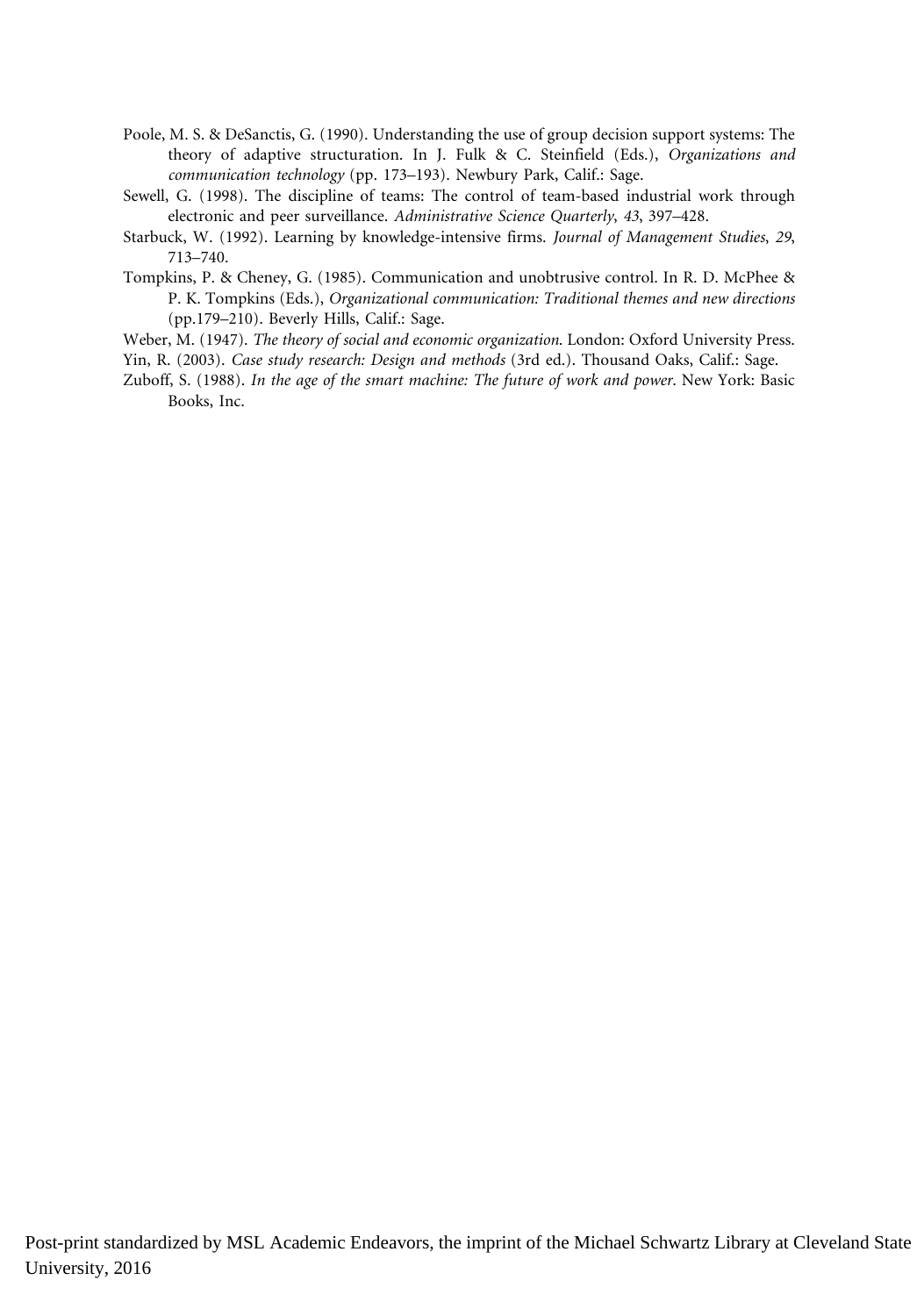Poole, M. S. & DeSanctis, G. (1990). Understanding the use of group decision support systems: The theory of adaptive structuration. In J. Fulk & C. Steinfield (Eds.), *Organizations and communication technology* (pp. 173–193). Newbury Park, Calif.: Sage.

Sewell, G. (1998). The discipline of teams: The control of team-based industrial work through electronic and peer surveillance. *Administrative Science Quarterly*, *43*, 397–428.

Starbuck, W. (1992). Learning by knowledge-intensive firms. *Journal of Management Studies*, *29*, 713–740.

Tompkins, P. & Cheney, G. (1985). Communication and unobtrusive control. In R. D. McPhee & P. K. Tompkins (Eds.), *Organizational communication: Traditional themes and new directions* (pp.179–210). Beverly Hills, Calif.: Sage.

Weber, M. (1947). *The theory of social and economic organization*. London: Oxford University Press.

Yin, R. (2003). *Case study research: Design and methods* (3rd ed.). Thousand Oaks, Calif.: Sage.

Zuboff, S. (1988). *In the age of the smart machine: The future of work and power*. New York: Basic Books, Inc.

Post-print standardized by MSL Academic Endeavors, the imprint of the Michael Schwartz Library at Cleveland State University, 2016